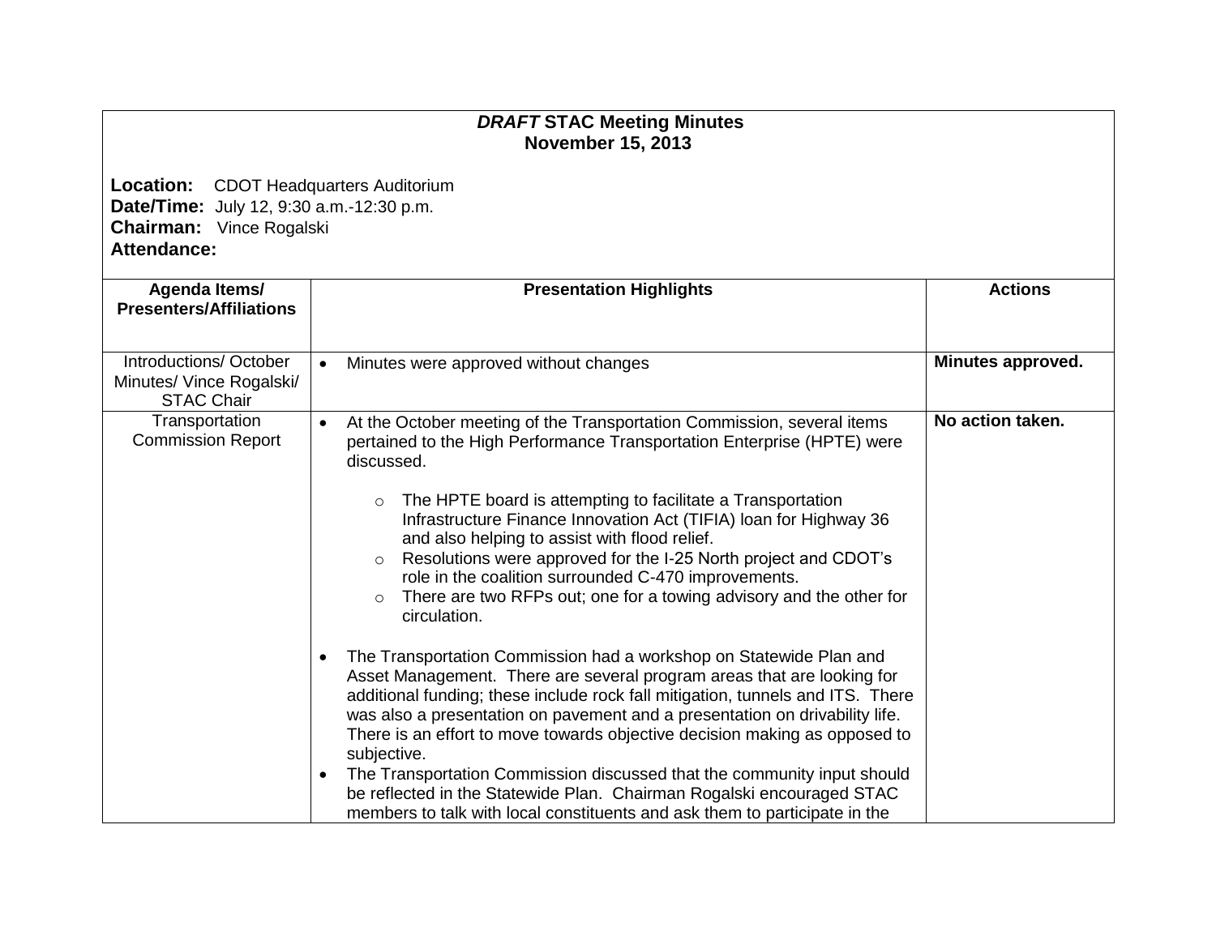**_DRAFT_ STAC Meeting Minutes**
**November 15, 2013**

**Location:** CDOT Headquarters Auditorium
**Date/Time:** July 12, 9:30 a.m.-12:30 p.m.
**Chairman:** Vince Rogalski
**Attendance:**

| Agenda Items/ Presenters/Affiliations | Presentation Highlights | Actions |
|---|---|---|
| Introductions/ October Minutes/ Vince Rogalski/ STAC Chair | • Minutes were approved without changes | **Minutes approved.** |
| Transportation Commission Report | • At the October meeting of the Transportation Commission, several items pertained to the High Performance Transportation Enterprise (HPTE) were discussed.<br>  ○ The HPTE board is attempting to facilitate a Transportation Infrastructure Finance Innovation Act (TIFIA) loan for Highway 36 and also helping to assist with flood relief.<br>  ○ Resolutions were approved for the I-25 North project and CDOT's role in the coalition surrounded C-470 improvements.<br>  ○ There are two RFPs out; one for a towing advisory and the other for circulation.<br>• The Transportation Commission had a workshop on Statewide Plan and Asset Management. There are several program areas that are looking for additional funding; these include rock fall mitigation, tunnels and ITS. There was also a presentation on pavement and a presentation on drivability life. There is an effort to move towards objective decision making as opposed to subjective.<br>• The Transportation Commission discussed that the community input should be reflected in the Statewide Plan. Chairman Rogalski encouraged STAC members to talk with local constituents and ask them to participate in the | **No action taken.** |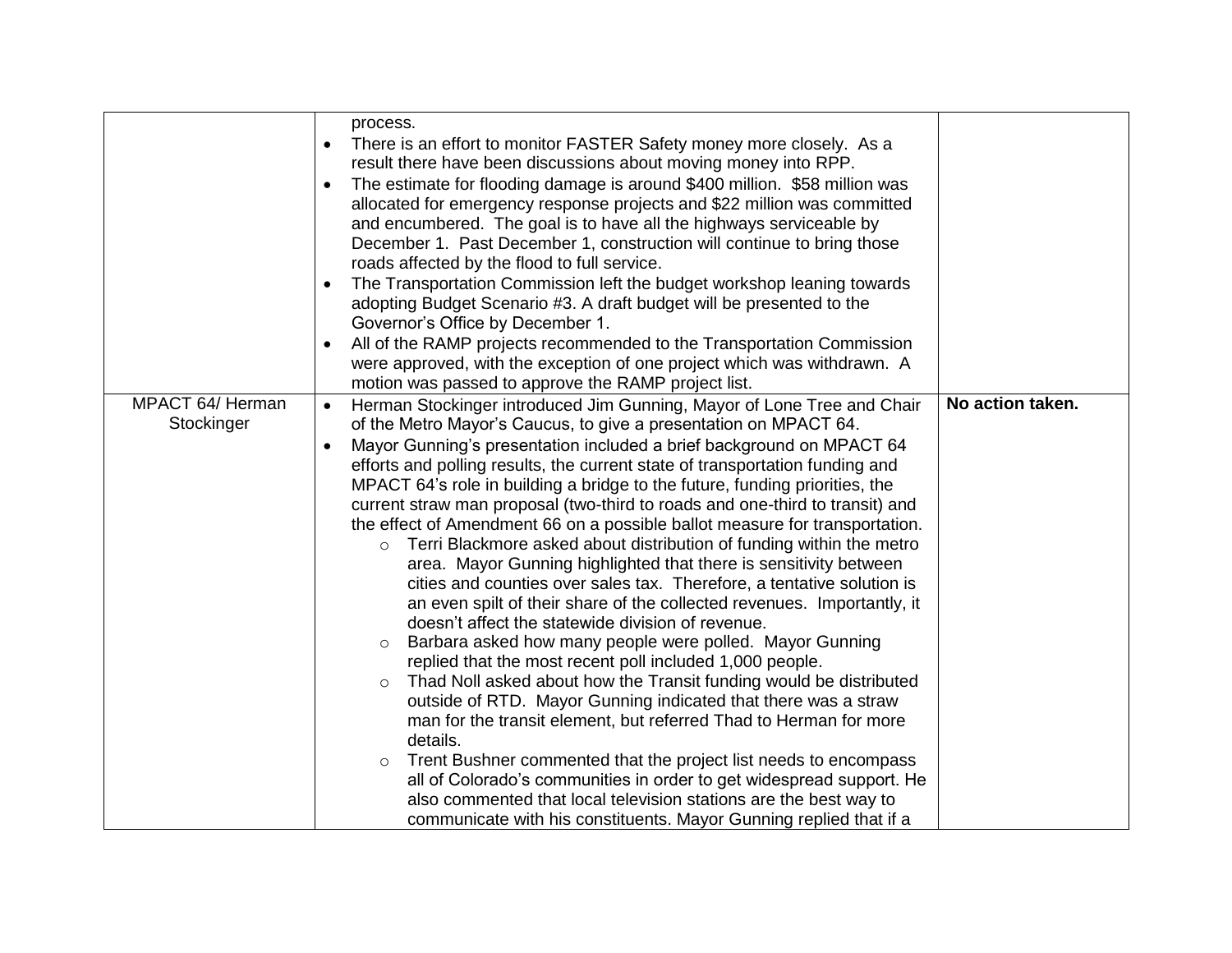| | | |
|---|---|---|
| | process.<br>• There is an effort to monitor FASTER Safety money more closely. As a result there have been discussions about moving money into RPP.<br>• The estimate for flooding damage is around $400 million. $58 million was allocated for emergency response projects and $22 million was committed and encumbered. The goal is to have all the highways serviceable by December 1. Past December 1, construction will continue to bring those roads affected by the flood to full service.<br>• The Transportation Commission left the budget workshop leaning towards adopting Budget Scenario #3. A draft budget will be presented to the Governor's Office by December 1.<br>• All of the RAMP projects recommended to the Transportation Commission were approved, with the exception of one project which was withdrawn. A motion was passed to approve the RAMP project list. | |
| MPACT 64/ Herman Stockinger | • Herman Stockinger introduced Jim Gunning, Mayor of Lone Tree and Chair of the Metro Mayor's Caucus, to give a presentation on MPACT 64.<br>• Mayor Gunning's presentation included a brief background on MPACT 64 efforts and polling results, the current state of transportation funding and MPACT 64's role in building a bridge to the future, funding priorities, the current straw man proposal (two-third to roads and one-third to transit) and the effect of Amendment 66 on a possible ballot measure for transportation.<br>  ○ Terri Blackmore asked about distribution of funding within the metro area. Mayor Gunning highlighted that there is sensitivity between cities and counties over sales tax. Therefore, a tentative solution is an even spilt of their share of the collected revenues. Importantly, it doesn't affect the statewide division of revenue.<br>  ○ Barbara asked how many people were polled. Mayor Gunning replied that the most recent poll included 1,000 people.<br>  ○ Thad Noll asked about how the Transit funding would be distributed outside of RTD. Mayor Gunning indicated that there was a straw man for the transit element, but referred Thad to Herman for more details.<br>  ○ Trent Bushner commented that the project list needs to encompass all of Colorado's communities in order to get widespread support. He also commented that local television stations are the best way to communicate with his constituents. Mayor Gunning replied that if a | **No action taken.** |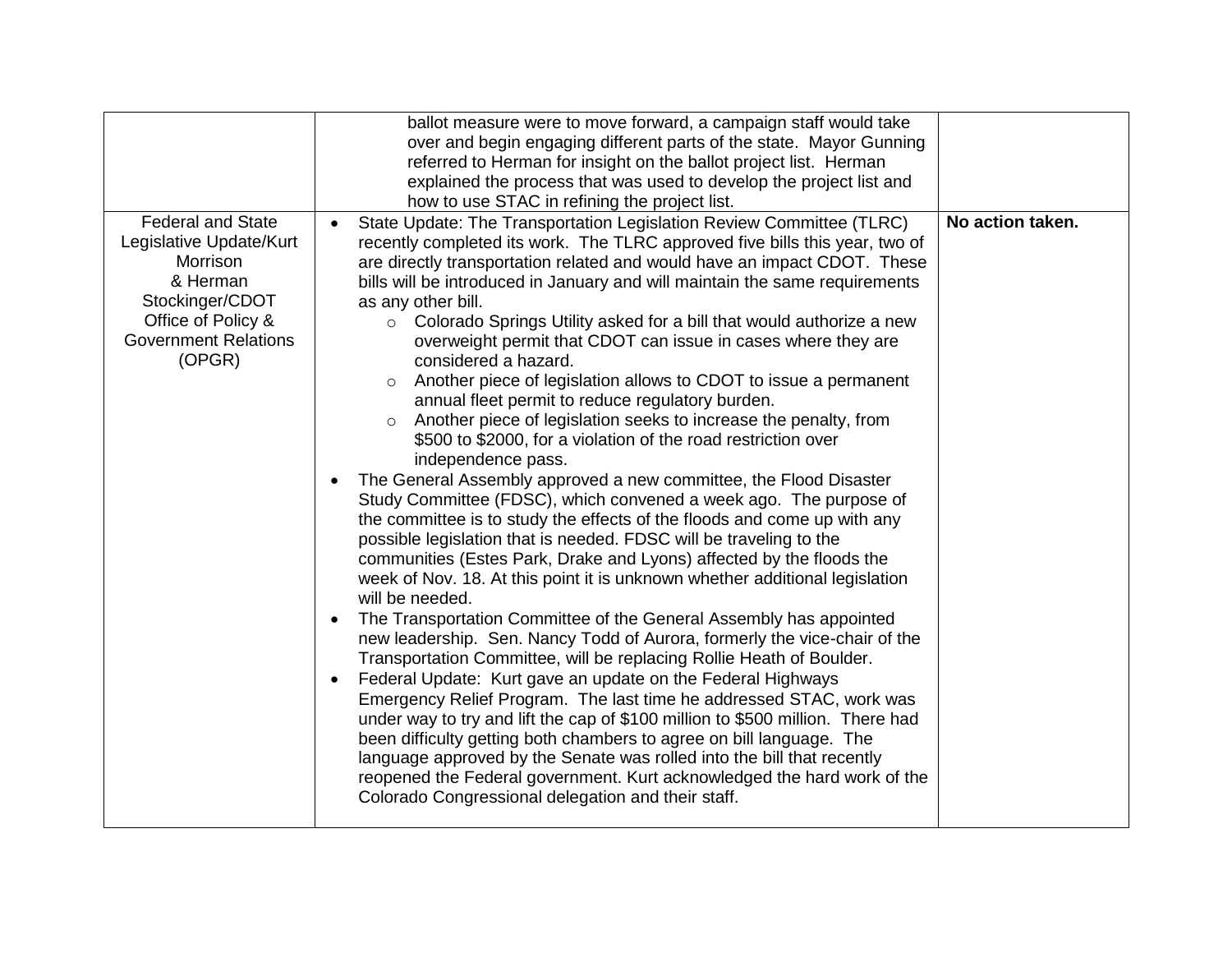| | | |
|---|---|---|
| | ballot measure were to move forward, a campaign staff would take over and begin engaging different parts of the state. Mayor Gunning referred to Herman for insight on the ballot project list. Herman explained the process that was used to develop the project list and how to use STAC in refining the project list. | |
| Federal and State Legislative Update/Kurt Morrison & Herman Stockinger/CDOT Office of Policy & Government Relations (OPGR) | • State Update: The Transportation Legislation Review Committee (TLRC) recently completed its work. The TLRC approved five bills this year, two of are directly transportation related and would have an impact CDOT. These bills will be introduced in January and will maintain the same requirements as any other bill.<br>&nbsp;&nbsp;&nbsp;&nbsp;○ Colorado Springs Utility asked for a bill that would authorize a new overweight permit that CDOT can issue in cases where they are considered a hazard.<br>&nbsp;&nbsp;&nbsp;&nbsp;○ Another piece of legislation allows to CDOT to issue a permanent annual fleet permit to reduce regulatory burden.<br>&nbsp;&nbsp;&nbsp;&nbsp;○ Another piece of legislation seeks to increase the penalty, from \$500 to \$2000, for a violation of the road restriction over independence pass.<br>• The General Assembly approved a new committee, the Flood Disaster Study Committee (FDSC), which convened a week ago. The purpose of the committee is to study the effects of the floods and come up with any possible legislation that is needed. FDSC will be traveling to the communities (Estes Park, Drake and Lyons) affected by the floods the week of Nov. 18. At this point it is unknown whether additional legislation will be needed.<br>• The Transportation Committee of the General Assembly has appointed new leadership. Sen. Nancy Todd of Aurora, formerly the vice-chair of the Transportation Committee, will be replacing Rollie Heath of Boulder.<br>• Federal Update: Kurt gave an update on the Federal Highways Emergency Relief Program. The last time he addressed STAC, work was under way to try and lift the cap of \$100 million to \$500 million. There had been difficulty getting both chambers to agree on bill language. The language approved by the Senate was rolled into the bill that recently reopened the Federal government. Kurt acknowledged the hard work of the Colorado Congressional delegation and their staff. | **No action taken.** |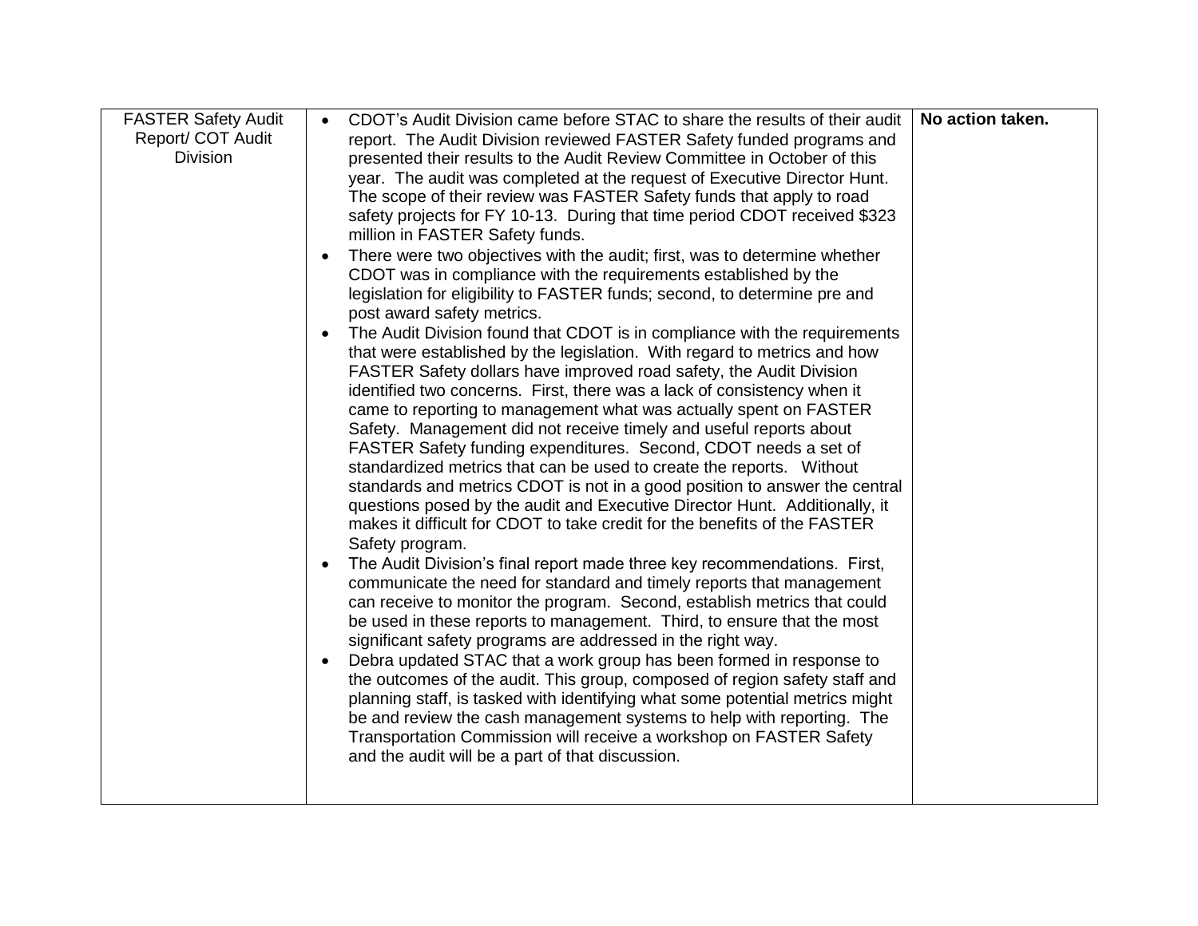| | | |
|---|---|---|
| FASTER Safety Audit Report/ COT Audit Division | • CDOT's Audit Division came before STAC to share the results of their audit report. The Audit Division reviewed FASTER Safety funded programs and presented their results to the Audit Review Committee in October of this year. The audit was completed at the request of Executive Director Hunt. The scope of their review was FASTER Safety funds that apply to road safety projects for FY 10-13. During that time period CDOT received $323 million in FASTER Safety funds.<br>• There were two objectives with the audit; first, was to determine whether CDOT was in compliance with the requirements established by the legislation for eligibility to FASTER funds; second, to determine pre and post award safety metrics.<br>• The Audit Division found that CDOT is in compliance with the requirements that were established by the legislation. With regard to metrics and how FASTER Safety dollars have improved road safety, the Audit Division identified two concerns. First, there was a lack of consistency when it came to reporting to management what was actually spent on FASTER Safety. Management did not receive timely and useful reports about FASTER Safety funding expenditures. Second, CDOT needs a set of standardized metrics that can be used to create the reports. Without standards and metrics CDOT is not in a good position to answer the central questions posed by the audit and Executive Director Hunt. Additionally, it makes it difficult for CDOT to take credit for the benefits of the FASTER Safety program.<br>• The Audit Division's final report made three key recommendations. First, communicate the need for standard and timely reports that management can receive to monitor the program. Second, establish metrics that could be used in these reports to management. Third, to ensure that the most significant safety programs are addressed in the right way.<br>• Debra updated STAC that a work group has been formed in response to the outcomes of the audit. This group, composed of region safety staff and planning staff, is tasked with identifying what some potential metrics might be and review the cash management systems to help with reporting. The Transportation Commission will receive a workshop on FASTER Safety and the audit will be a part of that discussion. | **No action taken.** |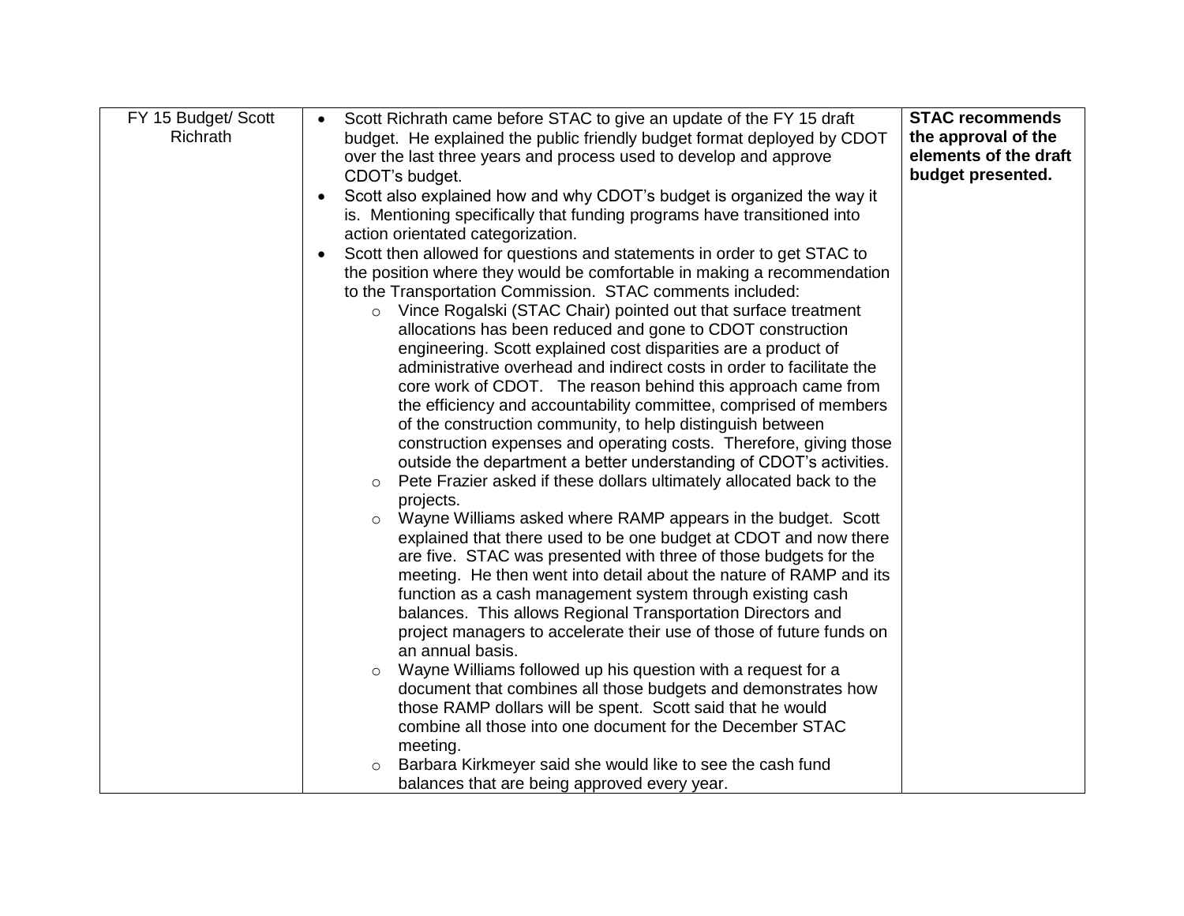| | | |
|---|---|---|
| FY 15 Budget/ Scott Richrath | • Scott Richrath came before STAC to give an update of the FY 15 draft budget. He explained the public friendly budget format deployed by CDOT over the last three years and process used to develop and approve CDOT's budget.<br>• Scott also explained how and why CDOT's budget is organized the way it is. Mentioning specifically that funding programs have transitioned into action orientated categorization.<br>• Scott then allowed for questions and statements in order to get STAC to the position where they would be comfortable in making a recommendation to the Transportation Commission. STAC comments included:<br>&nbsp;&nbsp;&nbsp;&nbsp;○ Vince Rogalski (STAC Chair) pointed out that surface treatment allocations has been reduced and gone to CDOT construction engineering. Scott explained cost disparities are a product of administrative overhead and indirect costs in order to facilitate the core work of CDOT. The reason behind this approach came from the efficiency and accountability committee, comprised of members of the construction community, to help distinguish between construction expenses and operating costs. Therefore, giving those outside the department a better understanding of CDOT's activities.<br>&nbsp;&nbsp;&nbsp;&nbsp;○ Pete Frazier asked if these dollars ultimately allocated back to the projects.<br>&nbsp;&nbsp;&nbsp;&nbsp;○ Wayne Williams asked where RAMP appears in the budget. Scott explained that there used to be one budget at CDOT and now there are five. STAC was presented with three of those budgets for the meeting. He then went into detail about the nature of RAMP and its function as a cash management system through existing cash balances. This allows Regional Transportation Directors and project managers to accelerate their use of those of future funds on an annual basis.<br>&nbsp;&nbsp;&nbsp;&nbsp;○ Wayne Williams followed up his question with a request for a document that combines all those budgets and demonstrates how those RAMP dollars will be spent. Scott said that he would combine all those into one document for the December STAC meeting.<br>&nbsp;&nbsp;&nbsp;&nbsp;○ Barbara Kirkmeyer said she would like to see the cash fund balances that are being approved every year. | **STAC recommends the approval of the elements of the draft budget presented.** |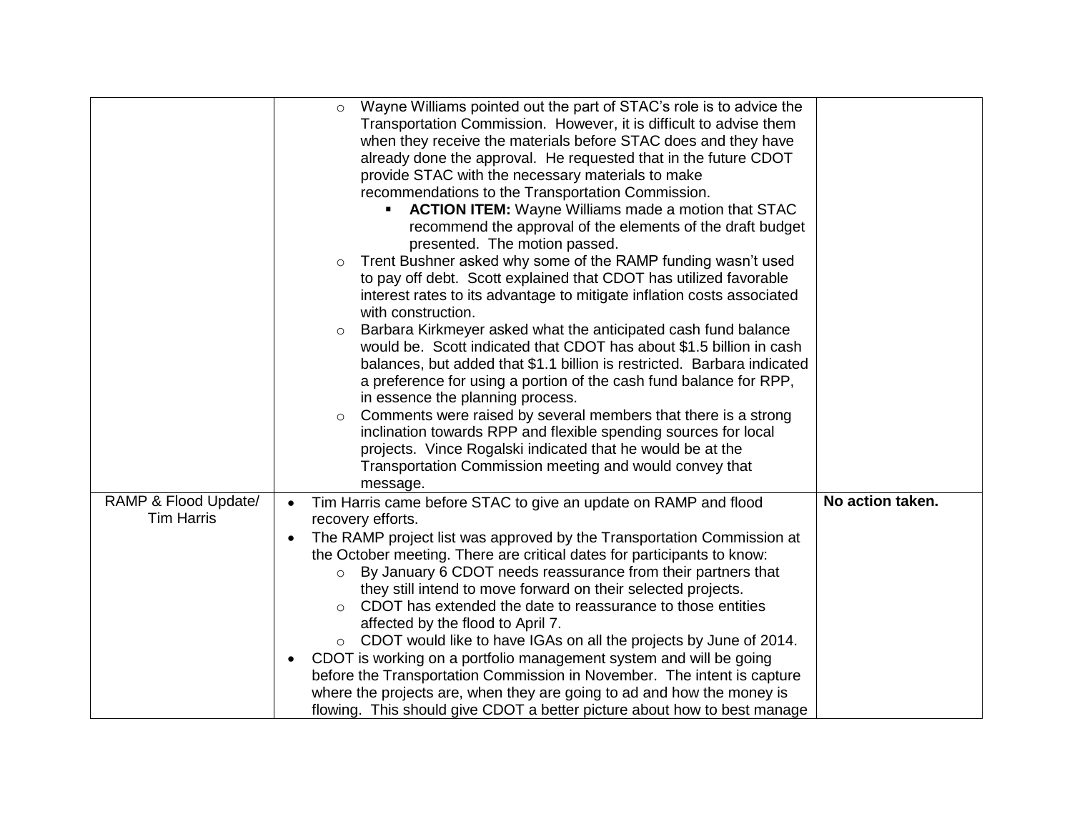| | | |
|---|---|---|
| | ◦ Wayne Williams pointed out the part of STAC's role is to advice the Transportation Commission. However, it is difficult to advise them when they receive the materials before STAC does and they have already done the approval. He requested that in the future CDOT provide STAC with the necessary materials to make recommendations to the Transportation Commission.<br>  ▪ **ACTION ITEM:** Wayne Williams made a motion that STAC recommend the approval of the elements of the draft budget presented. The motion passed.<br>◦ Trent Bushner asked why some of the RAMP funding wasn't used to pay off debt. Scott explained that CDOT has utilized favorable interest rates to its advantage to mitigate inflation costs associated with construction.<br>◦ Barbara Kirkmeyer asked what the anticipated cash fund balance would be. Scott indicated that CDOT has about $1.5 billion in cash balances, but added that $1.1 billion is restricted. Barbara indicated a preference for using a portion of the cash fund balance for RPP, in essence the planning process.<br>◦ Comments were raised by several members that there is a strong inclination towards RPP and flexible spending sources for local projects. Vince Rogalski indicated that he would be at the Transportation Commission meeting and would convey that message. | |
| RAMP & Flood Update/ Tim Harris | • Tim Harris came before STAC to give an update on RAMP and flood recovery efforts.<br>• The RAMP project list was approved by the Transportation Commission at the October meeting. There are critical dates for participants to know:<br>  ◦ By January 6 CDOT needs reassurance from their partners that they still intend to move forward on their selected projects.<br>  ◦ CDOT has extended the date to reassurance to those entities affected by the flood to April 7.<br>  ◦ CDOT would like to have IGAs on all the projects by June of 2014.<br>• CDOT is working on a portfolio management system and will be going before the Transportation Commission in November. The intent is capture where the projects are, when they are going to ad and how the money is flowing. This should give CDOT a better picture about how to best manage | **No action taken.** |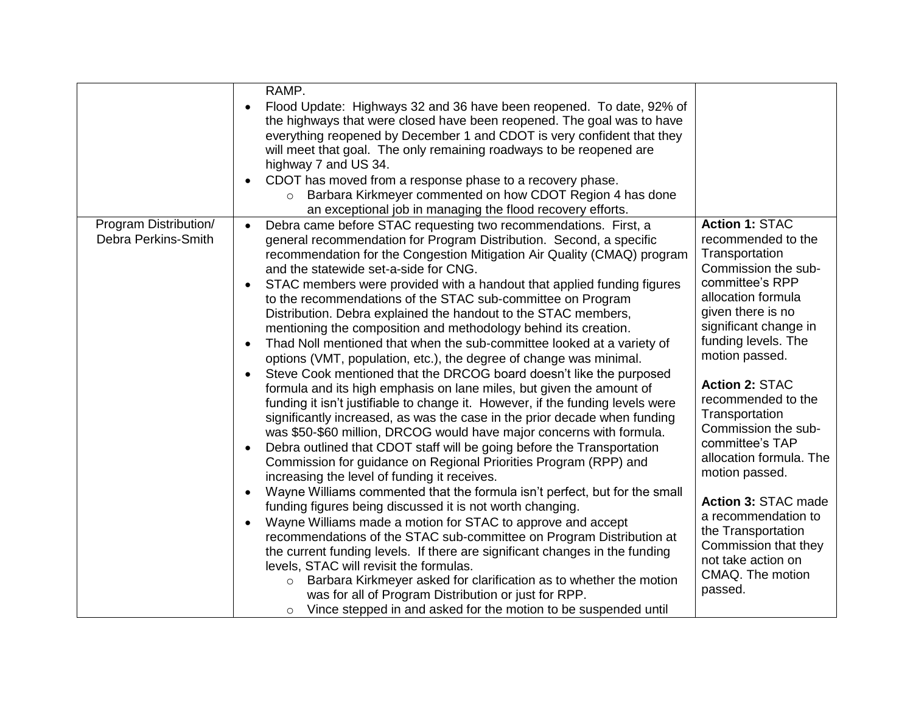| | | |
|---|---|---|
| | RAMP.<br>• Flood Update: Highways 32 and 36 have been reopened. To date, 92% of the highways that were closed have been reopened. The goal was to have everything reopened by December 1 and CDOT is very confident that they will meet that goal. The only remaining roadways to be reopened are highway 7 and US 34.<br>• CDOT has moved from a response phase to a recovery phase.<br>&nbsp;&nbsp;&nbsp;&nbsp;○ Barbara Kirkmeyer commented on how CDOT Region 4 has done an exceptional job in managing the flood recovery efforts. | |
| Program Distribution/ Debra Perkins-Smith | • Debra came before STAC requesting two recommendations. First, a general recommendation for Program Distribution. Second, a specific recommendation for the Congestion Mitigation Air Quality (CMAQ) program and the statewide set-a-side for CNG.<br>• STAC members were provided with a handout that applied funding figures to the recommendations of the STAC sub-committee on Program Distribution. Debra explained the handout to the STAC members, mentioning the composition and methodology behind its creation.<br>• Thad Noll mentioned that when the sub-committee looked at a variety of options (VMT, population, etc.), the degree of change was minimal.<br>• Steve Cook mentioned that the DRCOG board doesn't like the purposed formula and its high emphasis on lane miles, but given the amount of funding it isn't justifiable to change it. However, if the funding levels were significantly increased, as was the case in the prior decade when funding was $50-$60 million, DRCOG would have major concerns with formula.<br>• Debra outlined that CDOT staff will be going before the Transportation Commission for guidance on Regional Priorities Program (RPP) and increasing the level of funding it receives.<br>• Wayne Williams commented that the formula isn't perfect, but for the small funding figures being discussed it is not worth changing.<br>• Wayne Williams made a motion for STAC to approve and accept recommendations of the STAC sub-committee on Program Distribution at the current funding levels. If there are significant changes in the funding levels, STAC will revisit the formulas.<br>&nbsp;&nbsp;&nbsp;&nbsp;○ Barbara Kirkmeyer asked for clarification as to whether the motion was for all of Program Distribution or just for RPP.<br>&nbsp;&nbsp;&nbsp;&nbsp;○ Vince stepped in and asked for the motion to be suspended until | **Action 1:** STAC recommended to the Transportation Commission the sub-committee's RPP allocation formula given there is no significant change in funding levels. The motion passed.<br><br>**Action 2:** STAC recommended to the Transportation Commission the sub-committee's TAP allocation formula. The motion passed.<br><br>**Action 3:** STAC made a recommendation to the Transportation Commission that they not take action on CMAQ. The motion passed. |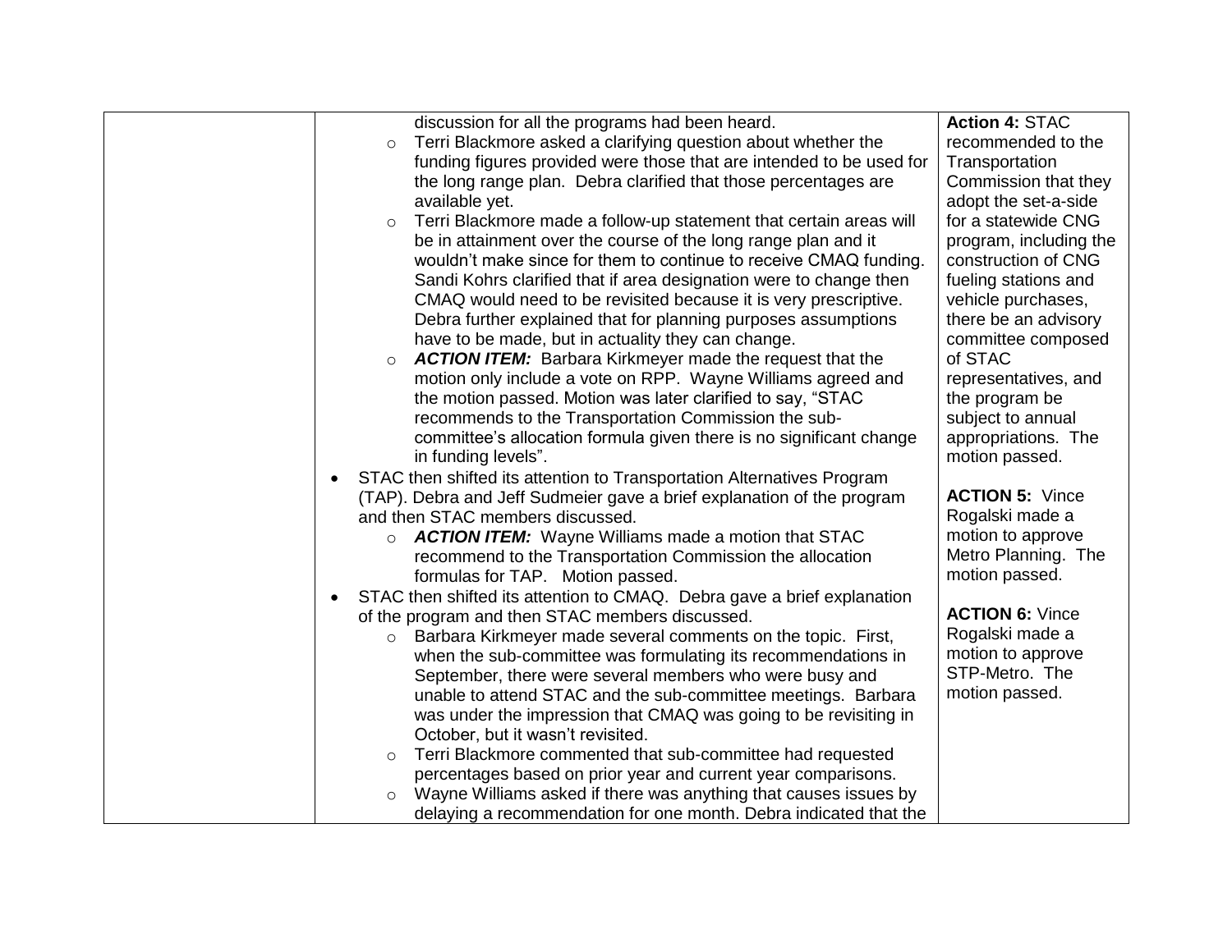| | | |
|---|---|---|
| | discussion for all the programs had been heard.<br>◦ Terri Blackmore asked a clarifying question about whether the funding figures provided were those that are intended to be used for the long range plan. Debra clarified that those percentages are available yet.<br>◦ Terri Blackmore made a follow-up statement that certain areas will be in attainment over the course of the long range plan and it wouldn't make since for them to continue to receive CMAQ funding. Sandi Kohrs clarified that if area designation were to change then CMAQ would need to be revisited because it is very prescriptive. Debra further explained that for planning purposes assumptions have to be made, but in actuality they can change.<br>◦ ***ACTION ITEM:*** Barbara Kirkmeyer made the request that the motion only include a vote on RPP. Wayne Williams agreed and the motion passed. Motion was later clarified to say, "STAC recommends to the Transportation Commission the sub-committee's allocation formula given there is no significant change in funding levels".<br>• STAC then shifted its attention to Transportation Alternatives Program (TAP). Debra and Jeff Sudmeier gave a brief explanation of the program and then STAC members discussed.<br>◦ ***ACTION ITEM:*** Wayne Williams made a motion that STAC recommend to the Transportation Commission the allocation formulas for TAP. Motion passed.<br>• STAC then shifted its attention to CMAQ. Debra gave a brief explanation of the program and then STAC members discussed.<br>◦ Barbara Kirkmeyer made several comments on the topic. First, when the sub-committee was formulating its recommendations in September, there were several members who were busy and unable to attend STAC and the sub-committee meetings. Barbara was under the impression that CMAQ was going to be revisiting in October, but it wasn't revisited.<br>◦ Terri Blackmore commented that sub-committee had requested percentages based on prior year and current year comparisons.<br>◦ Wayne Williams asked if there was anything that causes issues by delaying a recommendation for one month. Debra indicated that the | **Action 4:** STAC recommended to the Transportation Commission that they adopt the set-a-side for a statewide CNG program, including the construction of CNG fueling stations and vehicle purchases, there be an advisory committee composed of STAC representatives, and the program be subject to annual appropriations. The motion passed.<br><br>**ACTION 5:** Vince Rogalski made a motion to approve Metro Planning. The motion passed.<br><br>**ACTION 6:** Vince Rogalski made a motion to approve STP-Metro. The motion passed. |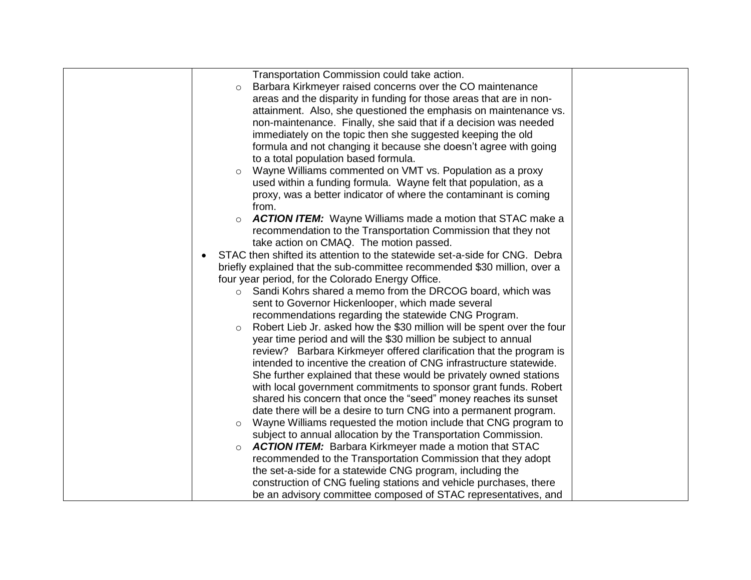| | | |
|---|---|---|
| | Transportation Commission could take action.<br>◦ Barbara Kirkmeyer raised concerns over the CO maintenance areas and the disparity in funding for those areas that are in non-attainment. Also, she questioned the emphasis on maintenance vs. non-maintenance. Finally, she said that if a decision was needed immediately on the topic then she suggested keeping the old formula and not changing it because she doesn't agree with going to a total population based formula.<br>◦ Wayne Williams commented on VMT vs. Population as a proxy used within a funding formula. Wayne felt that population, as a proxy, was a better indicator of where the contaminant is coming from.<br>◦ ***ACTION ITEM:*** Wayne Williams made a motion that STAC make a recommendation to the Transportation Commission that they not take action on CMAQ. The motion passed.<br>• STAC then shifted its attention to the statewide set-a-side for CNG. Debra briefly explained that the sub-committee recommended $30 million, over a four year period, for the Colorado Energy Office.<br>◦ Sandi Kohrs shared a memo from the DRCOG board, which was sent to Governor Hickenlooper, which made several recommendations regarding the statewide CNG Program.<br>◦ Robert Lieb Jr. asked how the $30 million will be spent over the four year time period and will the $30 million be subject to annual review? Barbara Kirkmeyer offered clarification that the program is intended to incentive the creation of CNG infrastructure statewide. She further explained that these would be privately owned stations with local government commitments to sponsor grant funds. Robert shared his concern that once the "seed" money reaches its sunset date there will be a desire to turn CNG into a permanent program.<br>◦ Wayne Williams requested the motion include that CNG program to subject to annual allocation by the Transportation Commission.<br>◦ ***ACTION ITEM:*** Barbara Kirkmeyer made a motion that STAC recommended to the Transportation Commission that they adopt the set-a-side for a statewide CNG program, including the construction of CNG fueling stations and vehicle purchases, there be an advisory committee composed of STAC representatives, and | |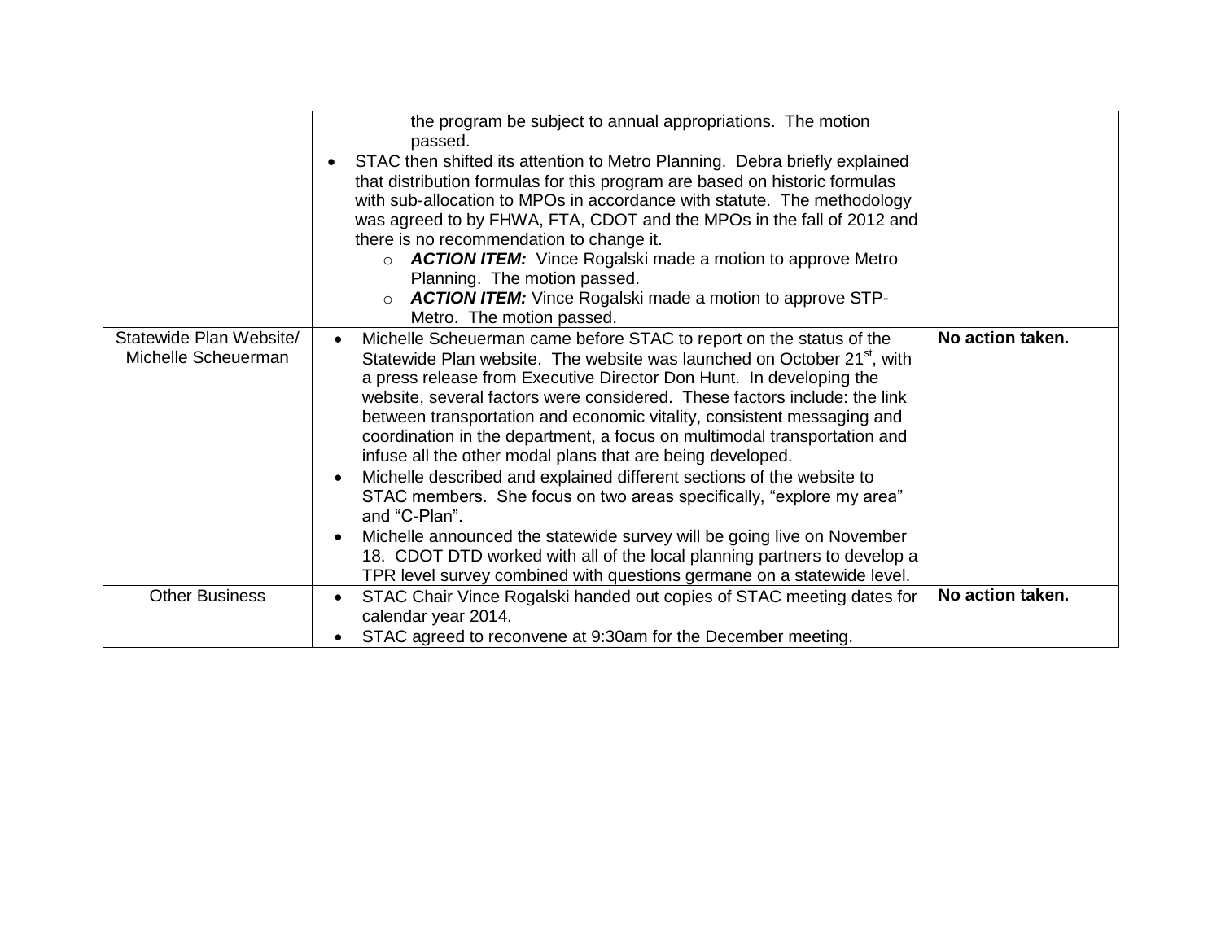| | | |
|---|---|---|
| | the program be subject to annual appropriations. The motion passed.<br>• STAC then shifted its attention to Metro Planning. Debra briefly explained that distribution formulas for this program are based on historic formulas with sub-allocation to MPOs in accordance with statute. The methodology was agreed to by FHWA, FTA, CDOT and the MPOs in the fall of 2012 and there is no recommendation to change it.<br>  ○ ***ACTION ITEM:*** Vince Rogalski made a motion to approve Metro Planning. The motion passed.<br>  ○ ***ACTION ITEM:*** Vince Rogalski made a motion to approve STP-Metro. The motion passed. | |
| Statewide Plan Website/ Michelle Scheuerman | • Michelle Scheuerman came before STAC to report on the status of the Statewide Plan website. The website was launched on October 21st, with a press release from Executive Director Don Hunt. In developing the website, several factors were considered. These factors include: the link between transportation and economic vitality, consistent messaging and coordination in the department, a focus on multimodal transportation and infuse all the other modal plans that are being developed.<br>• Michelle described and explained different sections of the website to STAC members. She focus on two areas specifically, "explore my area" and "C-Plan".<br>• Michelle announced the statewide survey will be going live on November 18. CDOT DTD worked with all of the local planning partners to develop a TPR level survey combined with questions germane on a statewide level. | **No action taken.** |
| Other Business | • STAC Chair Vince Rogalski handed out copies of STAC meeting dates for calendar year 2014.<br>• STAC agreed to reconvene at 9:30am for the December meeting. | **No action taken.** |